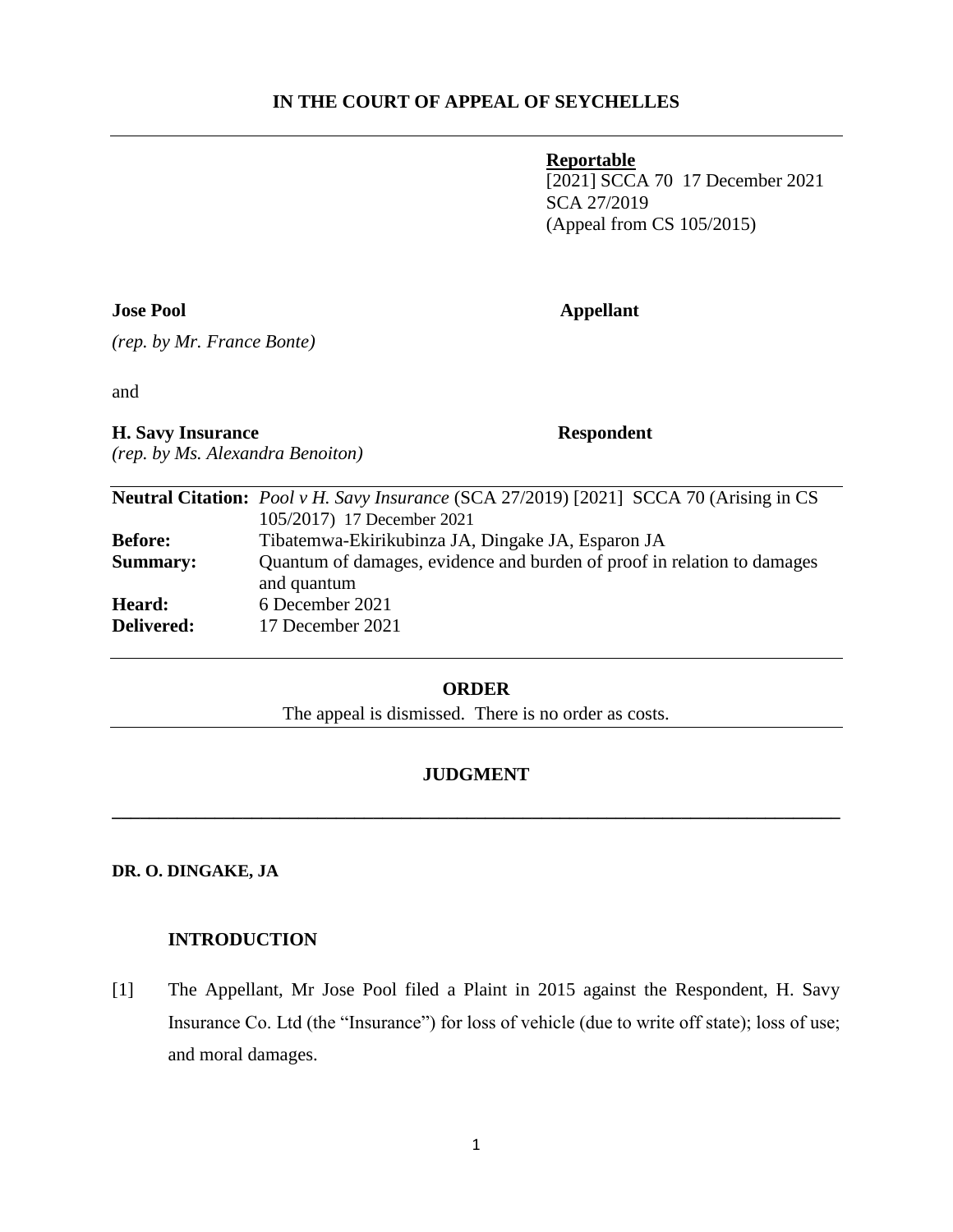**IN THE COURT OF APPEAL OF SEYCHELLES**

---

**Reportable**
[2021] SCCA 70 17 December 2021
SCA 27/2019
(Appeal from CS 105/2015)

**Jose Pool** **Appellant**

*(rep. by Mr. France Bonte)*

and

**H. Savy Insurance** **Respondent**
*(rep. by Ms. Alexandra Benoiton)*

| | |
|---|---|
| **Neutral Citation:** | *Pool v H. Savy Insurance* (SCA 27/2019) [2021] SCCA 70 (Arising in CS 105/2017) 17 December 2021 |
| **Before:** | Tibatemwa-Ekirikubinza JA, Dingake JA, Esparon JA |
| **Summary:** | Quantum of damages, evidence and burden of proof in relation to damages and quantum |
| **Heard:** | 6 December 2021 |
| **Delivered:** | 17 December 2021 |

---

**ORDER**

The appeal is dismissed. There is no order as costs.

---

**JUDGMENT**

---

**DR. O. DINGAKE, JA**

**INTRODUCTION**

[1] The Appellant, Mr Jose Pool filed a Plaint in 2015 against the Respondent, H. Savy Insurance Co. Ltd (the "Insurance") for loss of vehicle (due to write off state); loss of use; and moral damages.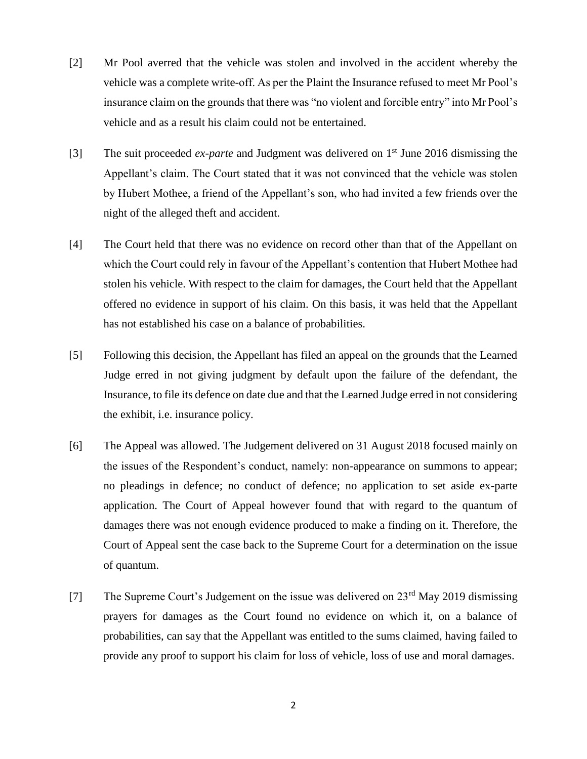[2] Mr Pool averred that the vehicle was stolen and involved in the accident whereby the vehicle was a complete write-off. As per the Plaint the Insurance refused to meet Mr Pool's insurance claim on the grounds that there was "no violent and forcible entry" into Mr Pool's vehicle and as a result his claim could not be entertained.

[3] The suit proceeded *ex-parte* and Judgment was delivered on 1st June 2016 dismissing the Appellant's claim. The Court stated that it was not convinced that the vehicle was stolen by Hubert Mothee, a friend of the Appellant's son, who had invited a few friends over the night of the alleged theft and accident.

[4] The Court held that there was no evidence on record other than that of the Appellant on which the Court could rely in favour of the Appellant's contention that Hubert Mothee had stolen his vehicle. With respect to the claim for damages, the Court held that the Appellant offered no evidence in support of his claim. On this basis, it was held that the Appellant has not established his case on a balance of probabilities.

[5] Following this decision, the Appellant has filed an appeal on the grounds that the Learned Judge erred in not giving judgment by default upon the failure of the defendant, the Insurance, to file its defence on date due and that the Learned Judge erred in not considering the exhibit, i.e. insurance policy.

[6] The Appeal was allowed. The Judgement delivered on 31 August 2018 focused mainly on the issues of the Respondent's conduct, namely: non-appearance on summons to appear; no pleadings in defence; no conduct of defence; no application to set aside ex-parte application. The Court of Appeal however found that with regard to the quantum of damages there was not enough evidence produced to make a finding on it. Therefore, the Court of Appeal sent the case back to the Supreme Court for a determination on the issue of quantum.

[7] The Supreme Court's Judgement on the issue was delivered on 23rd May 2019 dismissing prayers for damages as the Court found no evidence on which it, on a balance of probabilities, can say that the Appellant was entitled to the sums claimed, having failed to provide any proof to support his claim for loss of vehicle, loss of use and moral damages.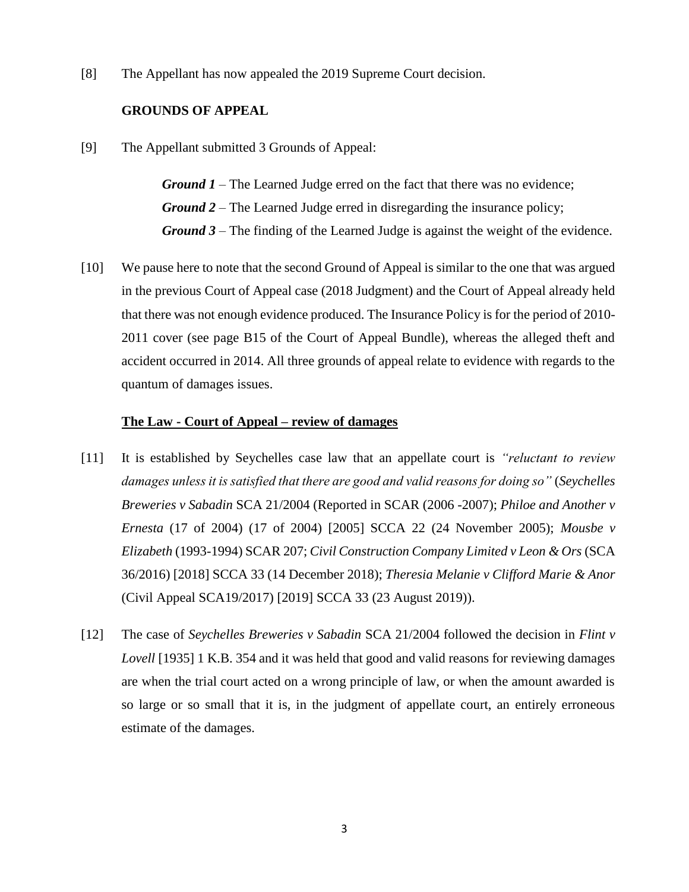[8] The Appellant has now appealed the 2019 Supreme Court decision.

**GROUNDS OF APPEAL**

[9] The Appellant submitted 3 Grounds of Appeal:

> ***Ground 1*** – The Learned Judge erred on the fact that there was no evidence;
> ***Ground 2*** – The Learned Judge erred in disregarding the insurance policy;
> ***Ground 3*** – The finding of the Learned Judge is against the weight of the evidence.

[10] We pause here to note that the second Ground of Appeal is similar to the one that was argued in the previous Court of Appeal case (2018 Judgment) and the Court of Appeal already held that there was not enough evidence produced. The Insurance Policy is for the period of 2010-2011 cover (see page B15 of the Court of Appeal Bundle), whereas the alleged theft and accident occurred in 2014. All three grounds of appeal relate to evidence with regards to the quantum of damages issues.

**<u>The Law - Court of Appeal – review of damages</u>**

[11] It is established by Seychelles case law that an appellate court is *"reluctant to review damages unless it is satisfied that there are good and valid reasons for doing so"* (*Seychelles Breweries v Sabadin* SCA 21/2004 (Reported in SCAR (2006 -2007); *Philoe and Another v Ernesta* (17 of 2004) (17 of 2004) [2005] SCCA 22 (24 November 2005); *Mousbe v Elizabeth* (1993-1994) SCAR 207; *Civil Construction Company Limited v Leon & Ors* (SCA 36/2016) [2018] SCCA 33 (14 December 2018); *Theresia Melanie v Clifford Marie & Anor* (Civil Appeal SCA19/2017) [2019] SCCA 33 (23 August 2019)).

[12] The case of *Seychelles Breweries v Sabadin* SCA 21/2004 followed the decision in *Flint v Lovell* [1935] 1 K.B. 354 and it was held that good and valid reasons for reviewing damages are when the trial court acted on a wrong principle of law, or when the amount awarded is so large or so small that it is, in the judgment of appellate court, an entirely erroneous estimate of the damages.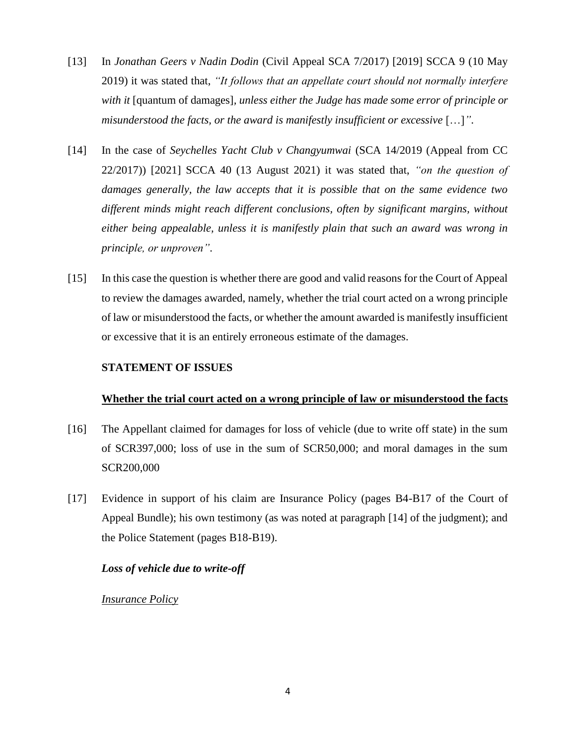[13] In *Jonathan Geers v Nadin Dodin* (Civil Appeal SCA 7/2017) [2019] SCCA 9 (10 May 2019) it was stated that, *"It follows that an appellate court should not normally interfere with it* [quantum of damages], *unless either the Judge has made some error of principle or misunderstood the facts, or the award is manifestly insufficient or excessive* […]*"*.

[14] In the case of *Seychelles Yacht Club v Changyumwai* (SCA 14/2019 (Appeal from CC 22/2017)) [2021] SCCA 40 (13 August 2021) it was stated that, *"on the question of damages generally, the law accepts that it is possible that on the same evidence two different minds might reach different conclusions, often by significant margins, without either being appealable, unless it is manifestly plain that such an award was wrong in principle, or unproven"*.

[15] In this case the question is whether there are good and valid reasons for the Court of Appeal to review the damages awarded, namely, whether the trial court acted on a wrong principle of law or misunderstood the facts, or whether the amount awarded is manifestly insufficient or excessive that it is an entirely erroneous estimate of the damages.

**STATEMENT OF ISSUES**

**<u>Whether the trial court acted on a wrong principle of law or misunderstood the facts</u>**

[16] The Appellant claimed for damages for loss of vehicle (due to write off state) in the sum of SCR397,000; loss of use in the sum of SCR50,000; and moral damages in the sum SCR200,000

[17] Evidence in support of his claim are Insurance Policy (pages B4-B17 of the Court of Appeal Bundle); his own testimony (as was noted at paragraph [14] of the judgment); and the Police Statement (pages B18-B19).

***Loss of vehicle due to write-off***

*<u>Insurance Policy</u>*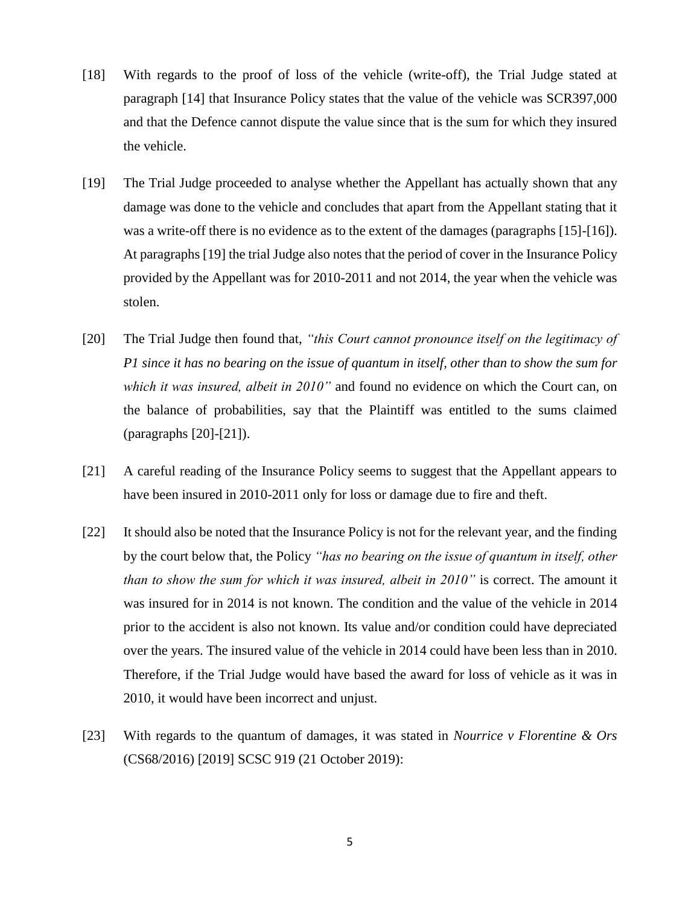[18] With regards to the proof of loss of the vehicle (write-off), the Trial Judge stated at paragraph [14] that Insurance Policy states that the value of the vehicle was SCR397,000 and that the Defence cannot dispute the value since that is the sum for which they insured the vehicle.

[19] The Trial Judge proceeded to analyse whether the Appellant has actually shown that any damage was done to the vehicle and concludes that apart from the Appellant stating that it was a write-off there is no evidence as to the extent of the damages (paragraphs [15]-[16]). At paragraphs [19] the trial Judge also notes that the period of cover in the Insurance Policy provided by the Appellant was for 2010-2011 and not 2014, the year when the vehicle was stolen.

[20] The Trial Judge then found that, *"this Court cannot pronounce itself on the legitimacy of P1 since it has no bearing on the issue of quantum in itself, other than to show the sum for which it was insured, albeit in 2010"* and found no evidence on which the Court can, on the balance of probabilities, say that the Plaintiff was entitled to the sums claimed (paragraphs [20]-[21]).

[21] A careful reading of the Insurance Policy seems to suggest that the Appellant appears to have been insured in 2010-2011 only for loss or damage due to fire and theft.

[22] It should also be noted that the Insurance Policy is not for the relevant year, and the finding by the court below that, the Policy *"has no bearing on the issue of quantum in itself, other than to show the sum for which it was insured, albeit in 2010"* is correct. The amount it was insured for in 2014 is not known. The condition and the value of the vehicle in 2014 prior to the accident is also not known. Its value and/or condition could have depreciated over the years. The insured value of the vehicle in 2014 could have been less than in 2010. Therefore, if the Trial Judge would have based the award for loss of vehicle as it was in 2010, it would have been incorrect and unjust.

[23] With regards to the quantum of damages, it was stated in *Nourrice v Florentine & Ors* (CS68/2016) [2019] SCSC 919 (21 October 2019):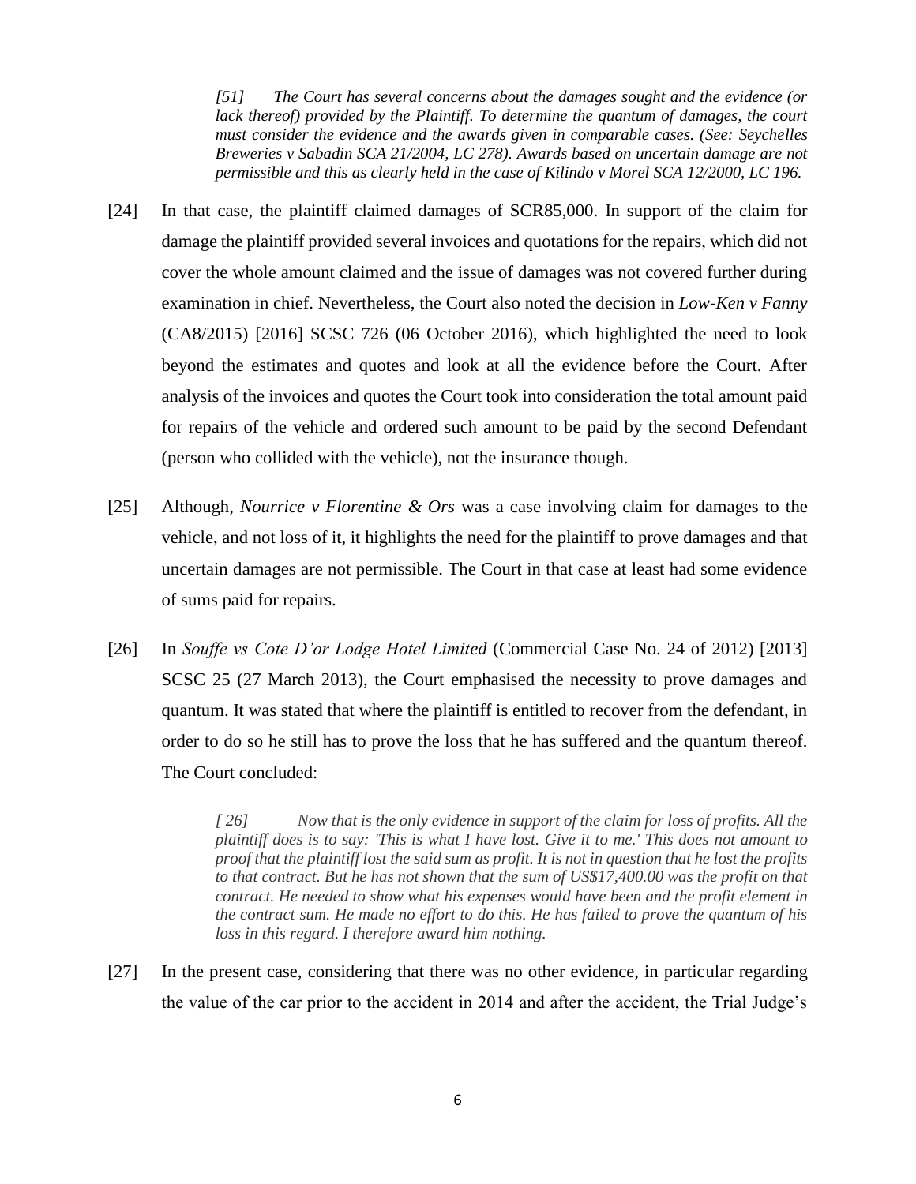> *[51] The Court has several concerns about the damages sought and the evidence (or lack thereof) provided by the Plaintiff. To determine the quantum of damages, the court must consider the evidence and the awards given in comparable cases. (See: Seychelles Breweries v Sabadin SCA 21/2004, LC 278). Awards based on uncertain damage are not permissible and this as clearly held in the case of Kilindo v Morel SCA 12/2000, LC 196.*

[24] In that case, the plaintiff claimed damages of SCR85,000. In support of the claim for damage the plaintiff provided several invoices and quotations for the repairs, which did not cover the whole amount claimed and the issue of damages was not covered further during examination in chief. Nevertheless, the Court also noted the decision in *Low-Ken v Fanny* (CA8/2015) [2016] SCSC 726 (06 October 2016), which highlighted the need to look beyond the estimates and quotes and look at all the evidence before the Court. After analysis of the invoices and quotes the Court took into consideration the total amount paid for repairs of the vehicle and ordered such amount to be paid by the second Defendant (person who collided with the vehicle), not the insurance though.

[25] Although, *Nourrice v Florentine & Ors* was a case involving claim for damages to the vehicle, and not loss of it, it highlights the need for the plaintiff to prove damages and that uncertain damages are not permissible. The Court in that case at least had some evidence of sums paid for repairs.

[26] In *Souffe vs Cote D'or Lodge Hotel Limited* (Commercial Case No. 24 of 2012) [2013] SCSC 25 (27 March 2013), the Court emphasised the necessity to prove damages and quantum. It was stated that where the plaintiff is entitled to recover from the defendant, in order to do so he still has to prove the loss that he has suffered and the quantum thereof. The Court concluded:

> *[ 26] Now that is the only evidence in support of the claim for loss of profits. All the plaintiff does is to say: 'This is what I have lost. Give it to me.' This does not amount to proof that the plaintiff lost the said sum as profit. It is not in question that he lost the profits to that contract. But he has not shown that the sum of US$17,400.00 was the profit on that contract. He needed to show what his expenses would have been and the profit element in the contract sum. He made no effort to do this. He has failed to prove the quantum of his loss in this regard. I therefore award him nothing.*

[27] In the present case, considering that there was no other evidence, in particular regarding the value of the car prior to the accident in 2014 and after the accident, the Trial Judge's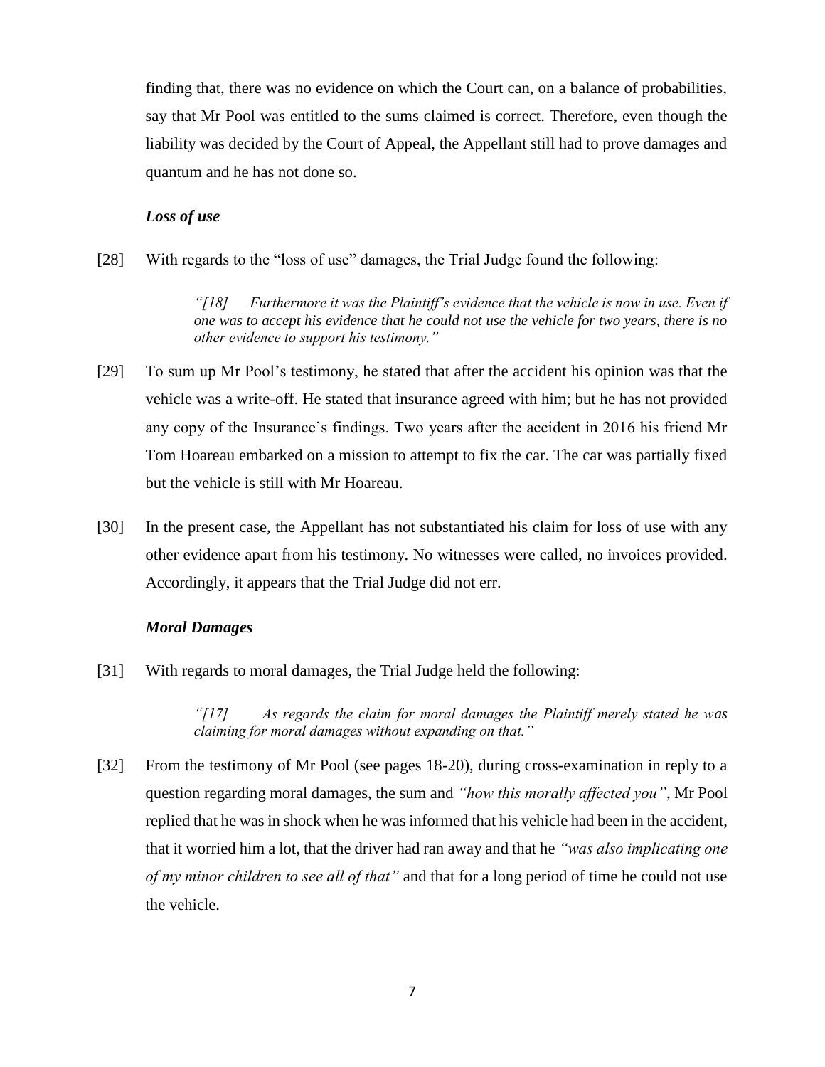finding that, there was no evidence on which the Court can, on a balance of probabilities, say that Mr Pool was entitled to the sums claimed is correct. Therefore, even though the liability was decided by the Court of Appeal, the Appellant still had to prove damages and quantum and he has not done so.

### *Loss of use*

[28] With regards to the "loss of use" damages, the Trial Judge found the following:

> *"[18] Furthermore it was the Plaintiff's evidence that the vehicle is now in use. Even if one was to accept his evidence that he could not use the vehicle for two years, there is no other evidence to support his testimony."*

[29] To sum up Mr Pool's testimony, he stated that after the accident his opinion was that the vehicle was a write-off. He stated that insurance agreed with him; but he has not provided any copy of the Insurance's findings. Two years after the accident in 2016 his friend Mr Tom Hoareau embarked on a mission to attempt to fix the car. The car was partially fixed but the vehicle is still with Mr Hoareau.

[30] In the present case, the Appellant has not substantiated his claim for loss of use with any other evidence apart from his testimony. No witnesses were called, no invoices provided. Accordingly, it appears that the Trial Judge did not err.

### *Moral Damages*

[31] With regards to moral damages, the Trial Judge held the following:

> *"[17] As regards the claim for moral damages the Plaintiff merely stated he was claiming for moral damages without expanding on that."*

[32] From the testimony of Mr Pool (see pages 18-20), during cross-examination in reply to a question regarding moral damages, the sum and *"how this morally affected you"*, Mr Pool replied that he was in shock when he was informed that his vehicle had been in the accident, that it worried him a lot, that the driver had ran away and that he *"was also implicating one of my minor children to see all of that"* and that for a long period of time he could not use the vehicle.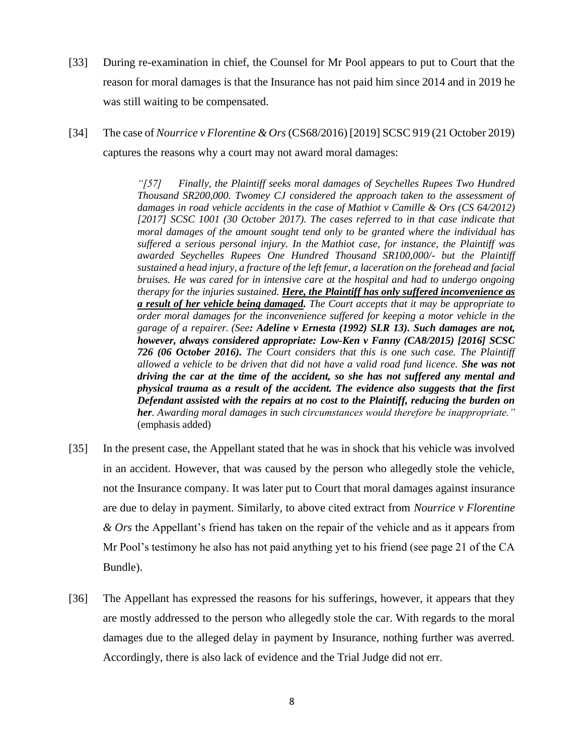[33] During re-examination in chief, the Counsel for Mr Pool appears to put to Court that the reason for moral damages is that the Insurance has not paid him since 2014 and in 2019 he was still waiting to be compensated.

[34] The case of *Nourrice v Florentine & Ors* (CS68/2016) [2019] SCSC 919 (21 October 2019) captures the reasons why a court may not award moral damages:

> *"[57] Finally, the Plaintiff seeks moral damages of Seychelles Rupees Two Hundred Thousand SR200,000. Twomey CJ considered the approach taken to the assessment of damages in road vehicle accidents in the case of Mathiot v Camille & Ors (CS 64/2012) [2017] SCSC 1001 (30 October 2017). The cases referred to in that case indicate that moral damages of the amount sought tend only to be granted where the individual has suffered a serious personal injury. In the Mathiot case, for instance, the Plaintiff was awarded Seychelles Rupees One Hundred Thousand SR100,000/- but the Plaintiff sustained a head injury, a fracture of the left femur, a laceration on the forehead and facial bruises. He was cared for in intensive care at the hospital and had to undergo ongoing therapy for the injuries sustained. **<u>Here, the Plaintiff has only suffered inconvenience as a result of her vehicle being damaged</u>.** The Court accepts that it may be appropriate to order moral damages for the inconvenience suffered for keeping a motor vehicle in the garage of a repairer. (See**: Adeline v Ernesta (1992) SLR 13). Such damages are not, however, always considered appropriate: Low-Ken v Fanny (CA8/2015) [2016] SCSC 726 (06 October 2016).** The Court considers that this is one such case. The Plaintiff allowed a vehicle to be driven that did not have a valid road fund licence. **She was not driving the car at the time of the accident, so she has not suffered any mental and physical trauma as a result of the accident. The evidence also suggests that the first Defendant assisted with the repairs at no cost to the Plaintiff, reducing the burden on her**. Awarding moral damages in such circumstances would therefore be inappropriate."* (emphasis added)

[35] In the present case, the Appellant stated that he was in shock that his vehicle was involved in an accident. However, that was caused by the person who allegedly stole the vehicle, not the Insurance company. It was later put to Court that moral damages against insurance are due to delay in payment. Similarly, to above cited extract from *Nourrice v Florentine & Ors* the Appellant's friend has taken on the repair of the vehicle and as it appears from Mr Pool's testimony he also has not paid anything yet to his friend (see page 21 of the CA Bundle).

[36] The Appellant has expressed the reasons for his sufferings, however, it appears that they are mostly addressed to the person who allegedly stole the car. With regards to the moral damages due to the alleged delay in payment by Insurance, nothing further was averred. Accordingly, there is also lack of evidence and the Trial Judge did not err.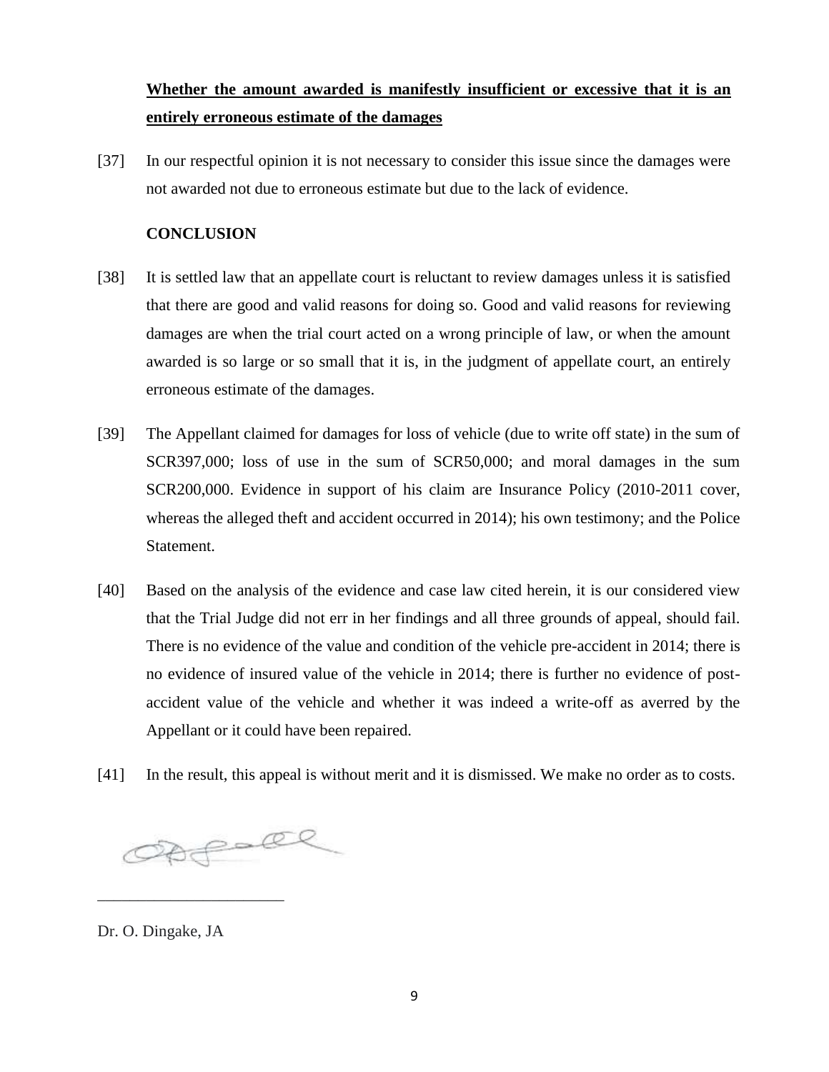**<u>Whether the amount awarded is manifestly insufficient or excessive that it is an entirely erroneous estimate of the damages</u>**

[37] In our respectful opinion it is not necessary to consider this issue since the damages were not awarded not due to erroneous estimate but due to the lack of evidence.

**CONCLUSION**

[38] It is settled law that an appellate court is reluctant to review damages unless it is satisfied that there are good and valid reasons for doing so. Good and valid reasons for reviewing damages are when the trial court acted on a wrong principle of law, or when the amount awarded is so large or so small that it is, in the judgment of appellate court, an entirely erroneous estimate of the damages.

[39] The Appellant claimed for damages for loss of vehicle (due to write off state) in the sum of SCR397,000; loss of use in the sum of SCR50,000; and moral damages in the sum SCR200,000. Evidence in support of his claim are Insurance Policy (2010-2011 cover, whereas the alleged theft and accident occurred in 2014); his own testimony; and the Police Statement.

[40] Based on the analysis of the evidence and case law cited herein, it is our considered view that the Trial Judge did not err in her findings and all three grounds of appeal, should fail. There is no evidence of the value and condition of the vehicle pre-accident in 2014; there is no evidence of insured value of the vehicle in 2014; there is further no evidence of post-accident value of the vehicle and whether it was indeed a write-off as averred by the Appellant or it could have been repaired.

[41] In the result, this appeal is without merit and it is dismissed. We make no order as to costs.

______________________

Dr. O. Dingake, JA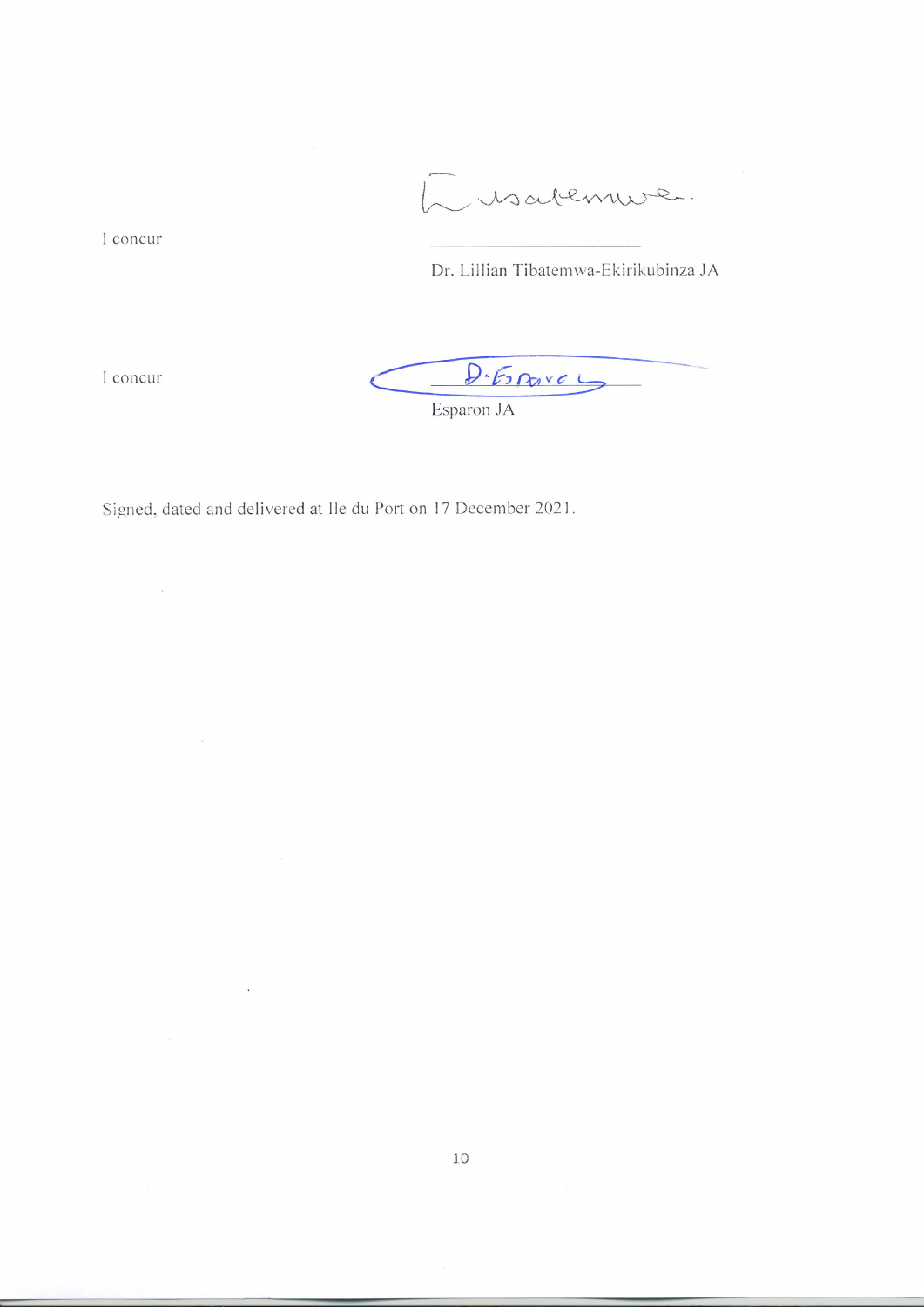I concur

Dr. Lillian Tibatemwa-Ekirikubinza JA

I concur

Esparon JA

Signed, dated and delivered at Ile du Port on 17 December 2021.